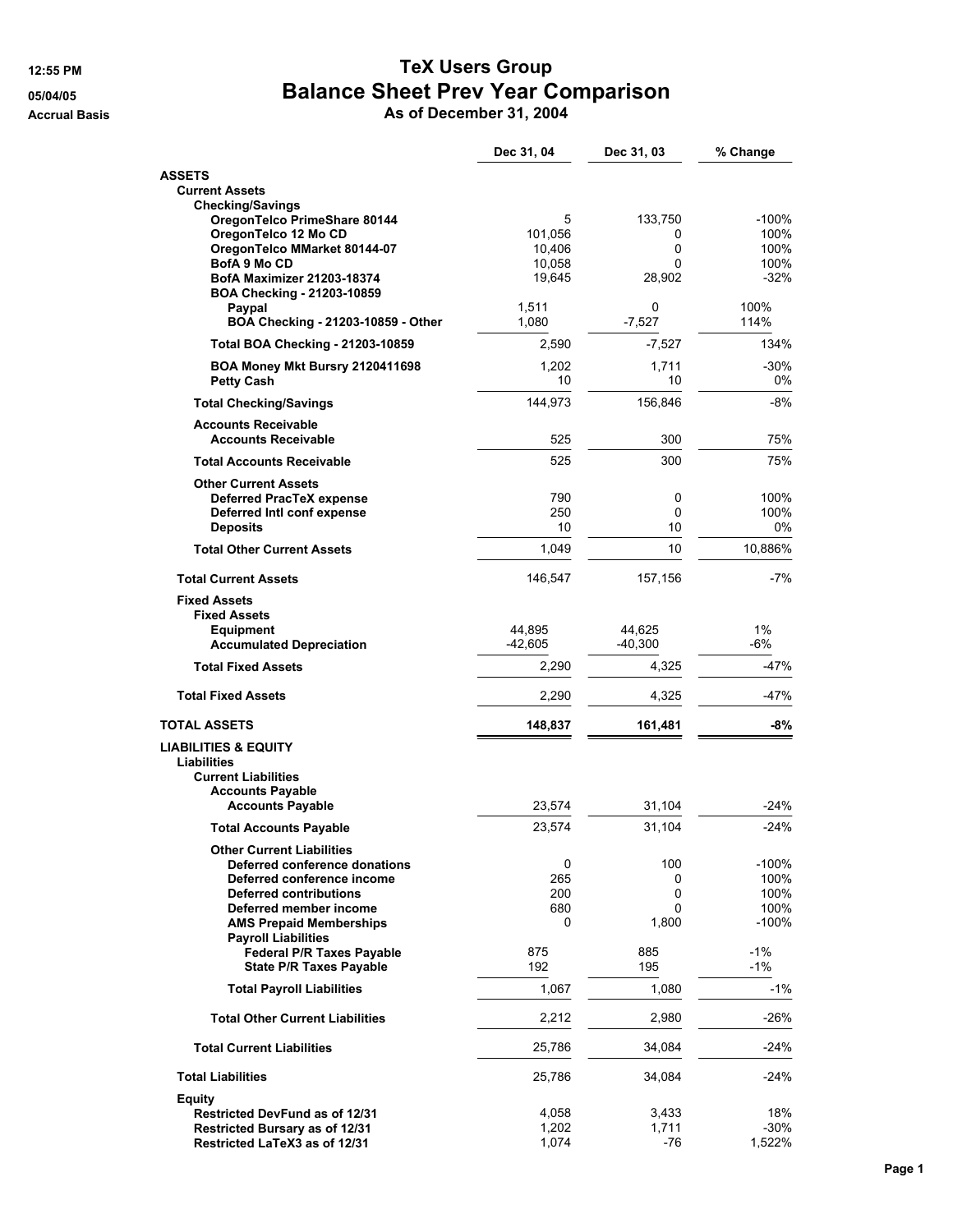**12:55 PM**
**05/04/05**
**Accrual Basis**

# TeX Users Group
## Balance Sheet Prev Year Comparison
### As of December 31, 2004

| | Dec 31, 04 | Dec 31, 03 | % Change |
|---|---|---|---|
| **ASSETS** | | | |
| **Current Assets** | | | |
| **Checking/Savings** | | | |
| **OregonTelco PrimeShare 80144** | 5 | 133,750 | -100% |
| **OregonTelco 12 Mo CD** | 101,056 | 0 | 100% |
| **OregonTelco MMarket 80144-07** | 10,406 | 0 | 100% |
| **BofA 9 Mo CD** | 10,058 | 0 | 100% |
| **BofA Maximizer 21203-18374** | 19,645 | 28,902 | -32% |
| **BOA Checking - 21203-10859** | | | |
| **Paypal** | 1,511 | 0 | 100% |
| **BOA Checking - 21203-10859 - Other** | 1,080 | -7,527 | 114% |
| **Total BOA Checking - 21203-10859** | 2,590 | -7,527 | 134% |
| **BOA Money Mkt Bursry 2120411698** | 1,202 | 1,711 | -30% |
| **Petty Cash** | 10 | 10 | 0% |
| **Total Checking/Savings** | 144,973 | 156,846 | -8% |
| **Accounts Receivable** | | | |
| **Accounts Receivable** | 525 | 300 | 75% |
| **Total Accounts Receivable** | 525 | 300 | 75% |
| **Other Current Assets** | | | |
| **Deferred PracTeX expense** | 790 | 0 | 100% |
| **Deferred Intl conf expense** | 250 | 0 | 100% |
| **Deposits** | 10 | 10 | 0% |
| **Total Other Current Assets** | 1,049 | 10 | 10,886% |
| **Total Current Assets** | 146,547 | 157,156 | -7% |
| **Fixed Assets** | | | |
| **Fixed Assets** | | | |
| **Equipment** | 44,895 | 44,625 | 1% |
| **Accumulated Depreciation** | -42,605 | -40,300 | -6% |
| **Total Fixed Assets** | 2,290 | 4,325 | -47% |
| **Total Fixed Assets** | 2,290 | 4,325 | -47% |
| **TOTAL ASSETS** | **148,837** | **161,481** | **-8%** |
| **LIABILITIES & EQUITY** | | | |
| **Liabilities** | | | |
| **Current Liabilities** | | | |
| **Accounts Payable** | | | |
| **Accounts Payable** | 23,574 | 31,104 | -24% |
| **Total Accounts Payable** | 23,574 | 31,104 | -24% |
| **Other Current Liabilities** | | | |
| **Deferred conference donations** | 0 | 100 | -100% |
| **Deferred conference income** | 265 | 0 | 100% |
| **Deferred contributions** | 200 | 0 | 100% |
| **Deferred member income** | 680 | 0 | 100% |
| **AMS Prepaid Memberships** | 0 | 1,800 | -100% |
| **Payroll Liabilities** | | | |
| **Federal P/R Taxes Payable** | 875 | 885 | -1% |
| **State P/R Taxes Payable** | 192 | 195 | -1% |
| **Total Payroll Liabilities** | 1,067 | 1,080 | -1% |
| **Total Other Current Liabilities** | 2,212 | 2,980 | -26% |
| **Total Current Liabilities** | 25,786 | 34,084 | -24% |
| **Total Liabilities** | 25,786 | 34,084 | -24% |
| **Equity** | | | |
| **Restricted DevFund as of 12/31** | 4,058 | 3,433 | 18% |
| **Restricted Bursary as of 12/31** | 1,202 | 1,711 | -30% |
| **Restricted LaTeX3 as of 12/31** | 1,074 | -76 | 1,522% |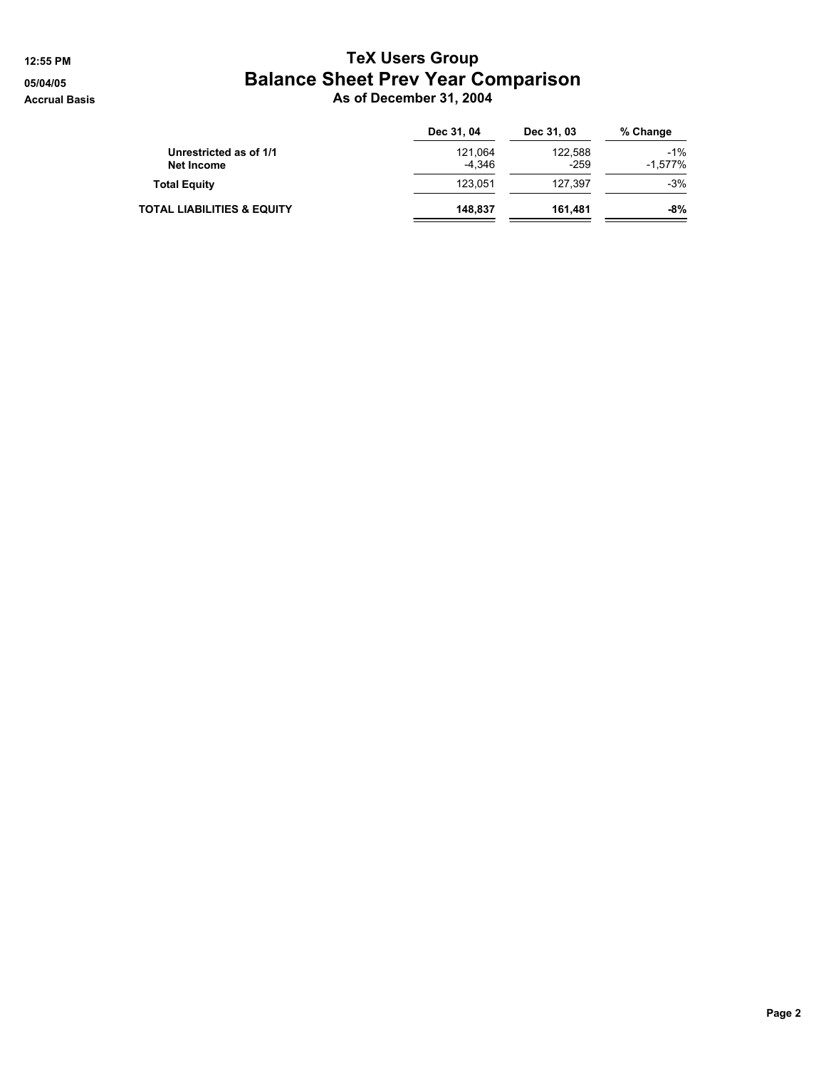# TeX Users Group
## Balance Sheet Prev Year Comparison
### As of December 31, 2004

12:55 PM
05/04/05
Accrual Basis

| | Dec 31, 04 | Dec 31, 03 | % Change |
|---|---|---|---|
| **Unrestricted as of 1/1** | 121,064 | 122,588 | -1% |
| **Net Income** | -4,346 | -259 | -1,577% |
| **Total Equity** | 123,051 | 127,397 | -3% |
| **TOTAL LIABILITIES & EQUITY** | **148,837** | **161,481** | **-8%** |